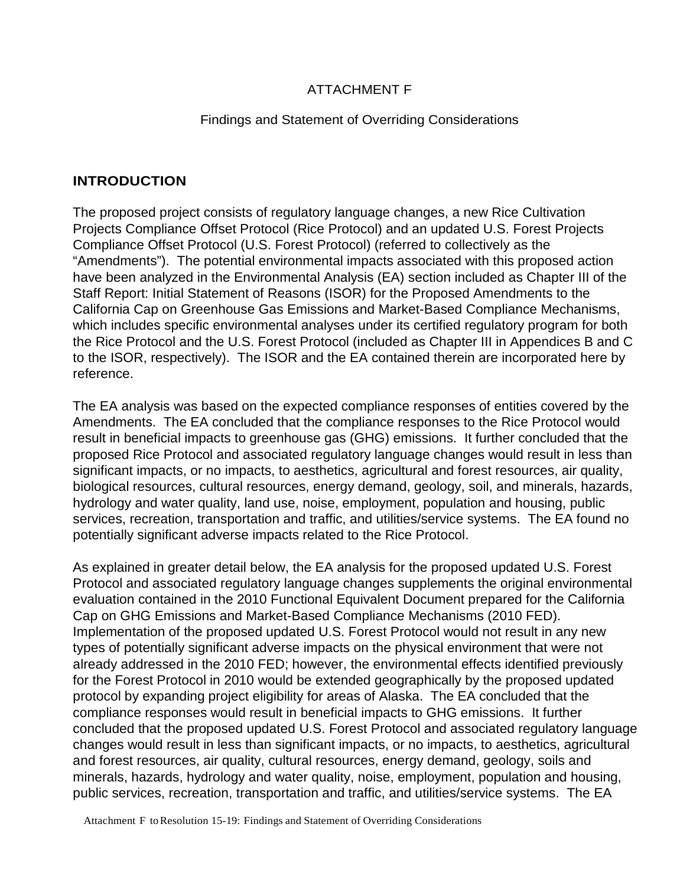ATTACHMENT F

Findings and Statement of Overriding Considerations

## INTRODUCTION

The proposed project consists of regulatory language changes, a new Rice Cultivation Projects Compliance Offset Protocol (Rice Protocol) and an updated U.S. Forest Projects Compliance Offset Protocol (U.S. Forest Protocol) (referred to collectively as the "Amendments"). The potential environmental impacts associated with this proposed action have been analyzed in the Environmental Analysis (EA) section included as Chapter III of the Staff Report: Initial Statement of Reasons (ISOR) for the Proposed Amendments to the California Cap on Greenhouse Gas Emissions and Market-Based Compliance Mechanisms, which includes specific environmental analyses under its certified regulatory program for both the Rice Protocol and the U.S. Forest Protocol (included as Chapter III in Appendices B and C to the ISOR, respectively). The ISOR and the EA contained therein are incorporated here by reference.

The EA analysis was based on the expected compliance responses of entities covered by the Amendments. The EA concluded that the compliance responses to the Rice Protocol would result in beneficial impacts to greenhouse gas (GHG) emissions. It further concluded that the proposed Rice Protocol and associated regulatory language changes would result in less than significant impacts, or no impacts, to aesthetics, agricultural and forest resources, air quality, biological resources, cultural resources, energy demand, geology, soil, and minerals, hazards, hydrology and water quality, land use, noise, employment, population and housing, public services, recreation, transportation and traffic, and utilities/service systems. The EA found no potentially significant adverse impacts related to the Rice Protocol.

As explained in greater detail below, the EA analysis for the proposed updated U.S. Forest Protocol and associated regulatory language changes supplements the original environmental evaluation contained in the 2010 Functional Equivalent Document prepared for the California Cap on GHG Emissions and Market-Based Compliance Mechanisms (2010 FED). Implementation of the proposed updated U.S. Forest Protocol would not result in any new types of potentially significant adverse impacts on the physical environment that were not already addressed in the 2010 FED; however, the environmental effects identified previously for the Forest Protocol in 2010 would be extended geographically by the proposed updated protocol by expanding project eligibility for areas of Alaska. The EA concluded that the compliance responses would result in beneficial impacts to GHG emissions. It further concluded that the proposed updated U.S. Forest Protocol and associated regulatory language changes would result in less than significant impacts, or no impacts, to aesthetics, agricultural and forest resources, air quality, cultural resources, energy demand, geology, soils and minerals, hazards, hydrology and water quality, noise, employment, population and housing, public services, recreation, transportation and traffic, and utilities/service systems. The EA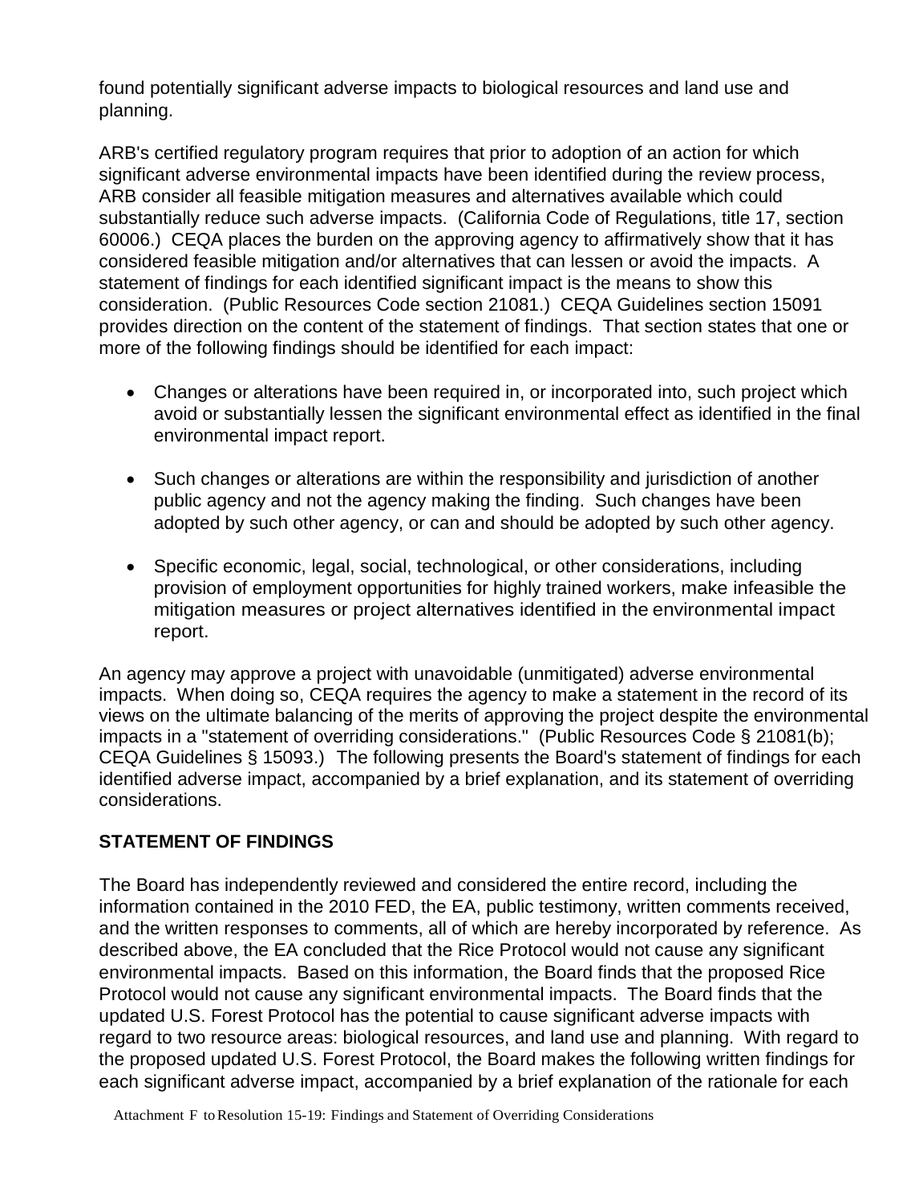found potentially significant adverse impacts to biological resources and land use and planning.

ARB's certified regulatory program requires that prior to adoption of an action for which significant adverse environmental impacts have been identified during the review process, ARB consider all feasible mitigation measures and alternatives available which could substantially reduce such adverse impacts. (California Code of Regulations, title 17, section 60006.) CEQA places the burden on the approving agency to affirmatively show that it has considered feasible mitigation and/or alternatives that can lessen or avoid the impacts. A statement of findings for each identified significant impact is the means to show this consideration. (Public Resources Code section 21081.) CEQA Guidelines section 15091 provides direction on the content of the statement of findings. That section states that one or more of the following findings should be identified for each impact:

- Changes or alterations have been required in, or incorporated into, such project which avoid or substantially lessen the significant environmental effect as identified in the final environmental impact report.
- Such changes or alterations are within the responsibility and jurisdiction of another public agency and not the agency making the finding. Such changes have been adopted by such other agency, or can and should be adopted by such other agency.
- Specific economic, legal, social, technological, or other considerations, including provision of employment opportunities for highly trained workers, make infeasible the mitigation measures or project alternatives identified in the environmental impact report.

An agency may approve a project with unavoidable (unmitigated) adverse environmental impacts. When doing so, CEQA requires the agency to make a statement in the record of its views on the ultimate balancing of the merits of approving the project despite the environmental impacts in a "statement of overriding considerations." (Public Resources Code § 21081(b); CEQA Guidelines § 15093.) The following presents the Board's statement of findings for each identified adverse impact, accompanied by a brief explanation, and its statement of overriding considerations.

## STATEMENT OF FINDINGS

The Board has independently reviewed and considered the entire record, including the information contained in the 2010 FED, the EA, public testimony, written comments received, and the written responses to comments, all of which are hereby incorporated by reference. As described above, the EA concluded that the Rice Protocol would not cause any significant environmental impacts. Based on this information, the Board finds that the proposed Rice Protocol would not cause any significant environmental impacts. The Board finds that the updated U.S. Forest Protocol has the potential to cause significant adverse impacts with regard to two resource areas: biological resources, and land use and planning. With regard to the proposed updated U.S. Forest Protocol, the Board makes the following written findings for each significant adverse impact, accompanied by a brief explanation of the rationale for each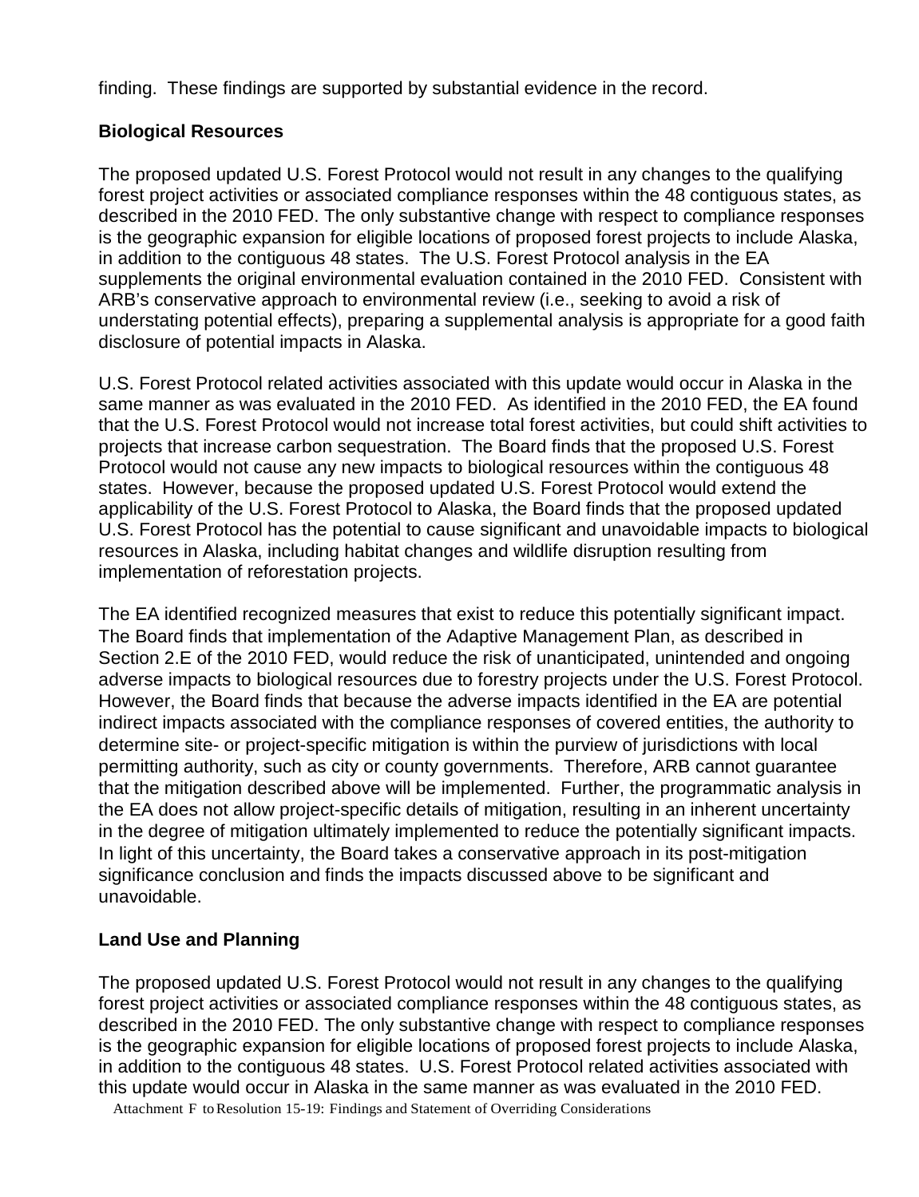finding. These findings are supported by substantial evidence in the record.

**Biological Resources**

The proposed updated U.S. Forest Protocol would not result in any changes to the qualifying forest project activities or associated compliance responses within the 48 contiguous states, as described in the 2010 FED. The only substantive change with respect to compliance responses is the geographic expansion for eligible locations of proposed forest projects to include Alaska, in addition to the contiguous 48 states. The U.S. Forest Protocol analysis in the EA supplements the original environmental evaluation contained in the 2010 FED. Consistent with ARB's conservative approach to environmental review (i.e., seeking to avoid a risk of understating potential effects), preparing a supplemental analysis is appropriate for a good faith disclosure of potential impacts in Alaska.

U.S. Forest Protocol related activities associated with this update would occur in Alaska in the same manner as was evaluated in the 2010 FED. As identified in the 2010 FED, the EA found that the U.S. Forest Protocol would not increase total forest activities, but could shift activities to projects that increase carbon sequestration. The Board finds that the proposed U.S. Forest Protocol would not cause any new impacts to biological resources within the contiguous 48 states. However, because the proposed updated U.S. Forest Protocol would extend the applicability of the U.S. Forest Protocol to Alaska, the Board finds that the proposed updated U.S. Forest Protocol has the potential to cause significant and unavoidable impacts to biological resources in Alaska, including habitat changes and wildlife disruption resulting from implementation of reforestation projects.

The EA identified recognized measures that exist to reduce this potentially significant impact. The Board finds that implementation of the Adaptive Management Plan, as described in Section 2.E of the 2010 FED, would reduce the risk of unanticipated, unintended and ongoing adverse impacts to biological resources due to forestry projects under the U.S. Forest Protocol. However, the Board finds that because the adverse impacts identified in the EA are potential indirect impacts associated with the compliance responses of covered entities, the authority to determine site- or project-specific mitigation is within the purview of jurisdictions with local permitting authority, such as city or county governments. Therefore, ARB cannot guarantee that the mitigation described above will be implemented. Further, the programmatic analysis in the EA does not allow project-specific details of mitigation, resulting in an inherent uncertainty in the degree of mitigation ultimately implemented to reduce the potentially significant impacts. In light of this uncertainty, the Board takes a conservative approach in its post-mitigation significance conclusion and finds the impacts discussed above to be significant and unavoidable.

**Land Use and Planning**

The proposed updated U.S. Forest Protocol would not result in any changes to the qualifying forest project activities or associated compliance responses within the 48 contiguous states, as described in the 2010 FED. The only substantive change with respect to compliance responses is the geographic expansion for eligible locations of proposed forest projects to include Alaska, in addition to the contiguous 48 states. U.S. Forest Protocol related activities associated with this update would occur in Alaska in the same manner as was evaluated in the 2010 FED.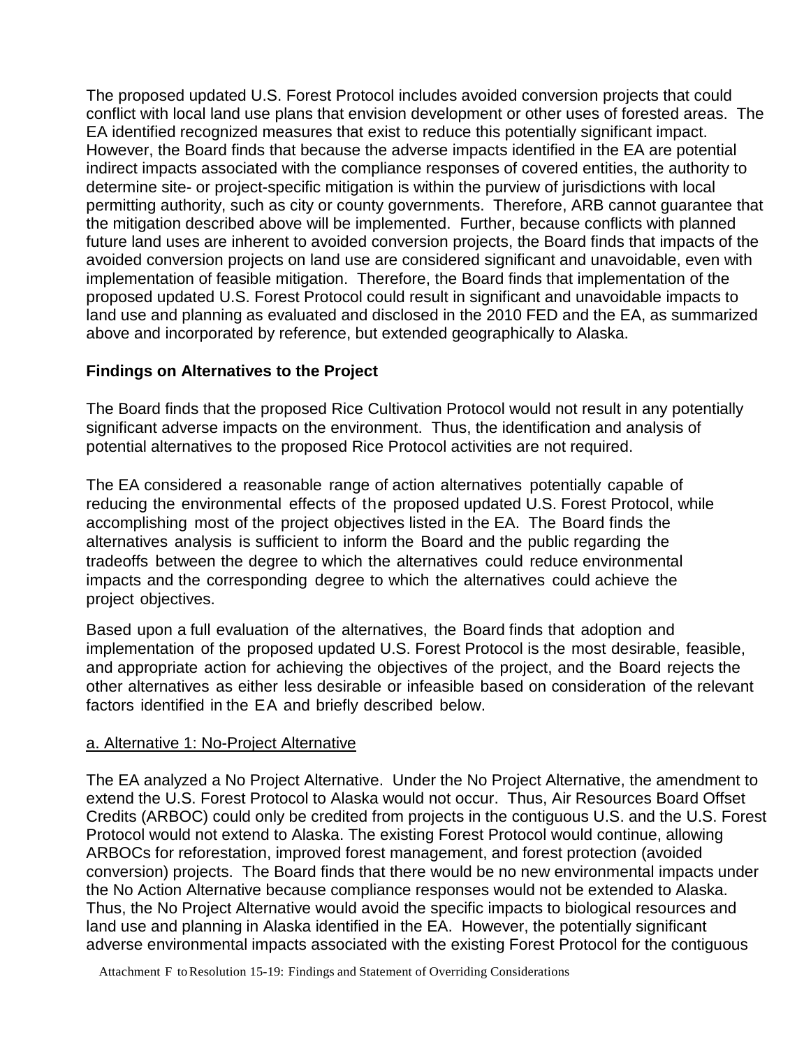The proposed updated U.S. Forest Protocol includes avoided conversion projects that could conflict with local land use plans that envision development or other uses of forested areas. The EA identified recognized measures that exist to reduce this potentially significant impact. However, the Board finds that because the adverse impacts identified in the EA are potential indirect impacts associated with the compliance responses of covered entities, the authority to determine site- or project-specific mitigation is within the purview of jurisdictions with local permitting authority, such as city or county governments. Therefore, ARB cannot guarantee that the mitigation described above will be implemented. Further, because conflicts with planned future land uses are inherent to avoided conversion projects, the Board finds that impacts of the avoided conversion projects on land use are considered significant and unavoidable, even with implementation of feasible mitigation. Therefore, the Board finds that implementation of the proposed updated U.S. Forest Protocol could result in significant and unavoidable impacts to land use and planning as evaluated and disclosed in the 2010 FED and the EA, as summarized above and incorporated by reference, but extended geographically to Alaska.

**Findings on Alternatives to the Project**

The Board finds that the proposed Rice Cultivation Protocol would not result in any potentially significant adverse impacts on the environment. Thus, the identification and analysis of potential alternatives to the proposed Rice Protocol activities are not required.

The EA considered a reasonable range of action alternatives potentially capable of reducing the environmental effects of the proposed updated U.S. Forest Protocol, while accomplishing most of the project objectives listed in the EA. The Board finds the alternatives analysis is sufficient to inform the Board and the public regarding the tradeoffs between the degree to which the alternatives could reduce environmental impacts and the corresponding degree to which the alternatives could achieve the project objectives.

Based upon a full evaluation of the alternatives, the Board finds that adoption and implementation of the proposed updated U.S. Forest Protocol is the most desirable, feasible, and appropriate action for achieving the objectives of the project, and the Board rejects the other alternatives as either less desirable or infeasible based on consideration of the relevant factors identified in the EA and briefly described below.

a. Alternative 1: No-Project Alternative

The EA analyzed a No Project Alternative. Under the No Project Alternative, the amendment to extend the U.S. Forest Protocol to Alaska would not occur. Thus, Air Resources Board Offset Credits (ARBOC) could only be credited from projects in the contiguous U.S. and the U.S. Forest Protocol would not extend to Alaska. The existing Forest Protocol would continue, allowing ARBOCs for reforestation, improved forest management, and forest protection (avoided conversion) projects. The Board finds that there would be no new environmental impacts under the No Action Alternative because compliance responses would not be extended to Alaska. Thus, the No Project Alternative would avoid the specific impacts to biological resources and land use and planning in Alaska identified in the EA. However, the potentially significant adverse environmental impacts associated with the existing Forest Protocol for the contiguous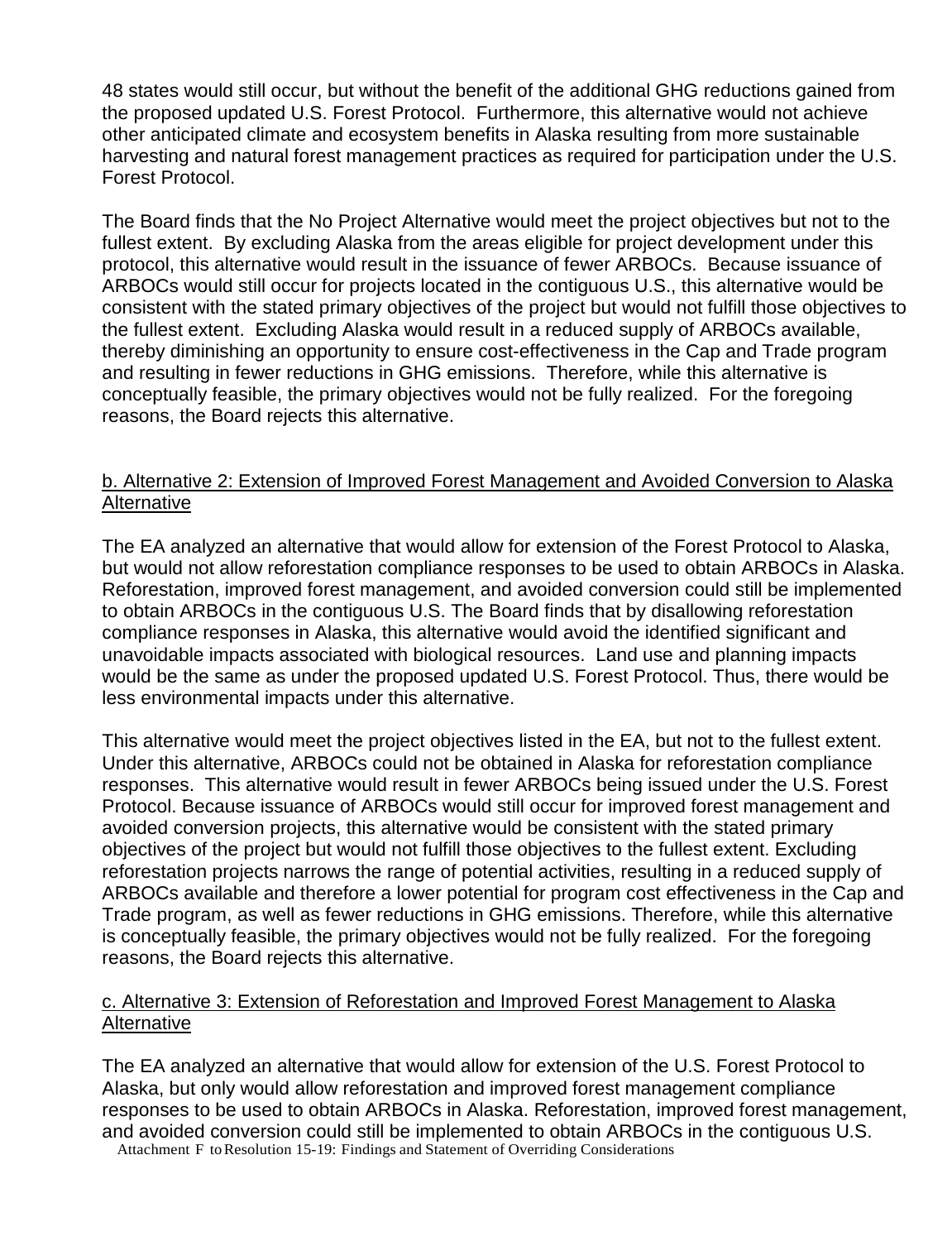48 states would still occur, but without the benefit of the additional GHG reductions gained from the proposed updated U.S. Forest Protocol. Furthermore, this alternative would not achieve other anticipated climate and ecosystem benefits in Alaska resulting from more sustainable harvesting and natural forest management practices as required for participation under the U.S. Forest Protocol.

The Board finds that the No Project Alternative would meet the project objectives but not to the fullest extent. By excluding Alaska from the areas eligible for project development under this protocol, this alternative would result in the issuance of fewer ARBOCs. Because issuance of ARBOCs would still occur for projects located in the contiguous U.S., this alternative would be consistent with the stated primary objectives of the project but would not fulfill those objectives to the fullest extent. Excluding Alaska would result in a reduced supply of ARBOCs available, thereby diminishing an opportunity to ensure cost-effectiveness in the Cap and Trade program and resulting in fewer reductions in GHG emissions. Therefore, while this alternative is conceptually feasible, the primary objectives would not be fully realized. For the foregoing reasons, the Board rejects this alternative.

b. Alternative 2: Extension of Improved Forest Management and Avoided Conversion to Alaska Alternative

The EA analyzed an alternative that would allow for extension of the Forest Protocol to Alaska, but would not allow reforestation compliance responses to be used to obtain ARBOCs in Alaska. Reforestation, improved forest management, and avoided conversion could still be implemented to obtain ARBOCs in the contiguous U.S. The Board finds that by disallowing reforestation compliance responses in Alaska, this alternative would avoid the identified significant and unavoidable impacts associated with biological resources. Land use and planning impacts would be the same as under the proposed updated U.S. Forest Protocol. Thus, there would be less environmental impacts under this alternative.

This alternative would meet the project objectives listed in the EA, but not to the fullest extent. Under this alternative, ARBOCs could not be obtained in Alaska for reforestation compliance responses. This alternative would result in fewer ARBOCs being issued under the U.S. Forest Protocol. Because issuance of ARBOCs would still occur for improved forest management and avoided conversion projects, this alternative would be consistent with the stated primary objectives of the project but would not fulfill those objectives to the fullest extent. Excluding reforestation projects narrows the range of potential activities, resulting in a reduced supply of ARBOCs available and therefore a lower potential for program cost effectiveness in the Cap and Trade program, as well as fewer reductions in GHG emissions. Therefore, while this alternative is conceptually feasible, the primary objectives would not be fully realized. For the foregoing reasons, the Board rejects this alternative.

c. Alternative 3: Extension of Reforestation and Improved Forest Management to Alaska Alternative

The EA analyzed an alternative that would allow for extension of the U.S. Forest Protocol to Alaska, but only would allow reforestation and improved forest management compliance responses to be used to obtain ARBOCs in Alaska. Reforestation, improved forest management, and avoided conversion could still be implemented to obtain ARBOCs in the contiguous U.S.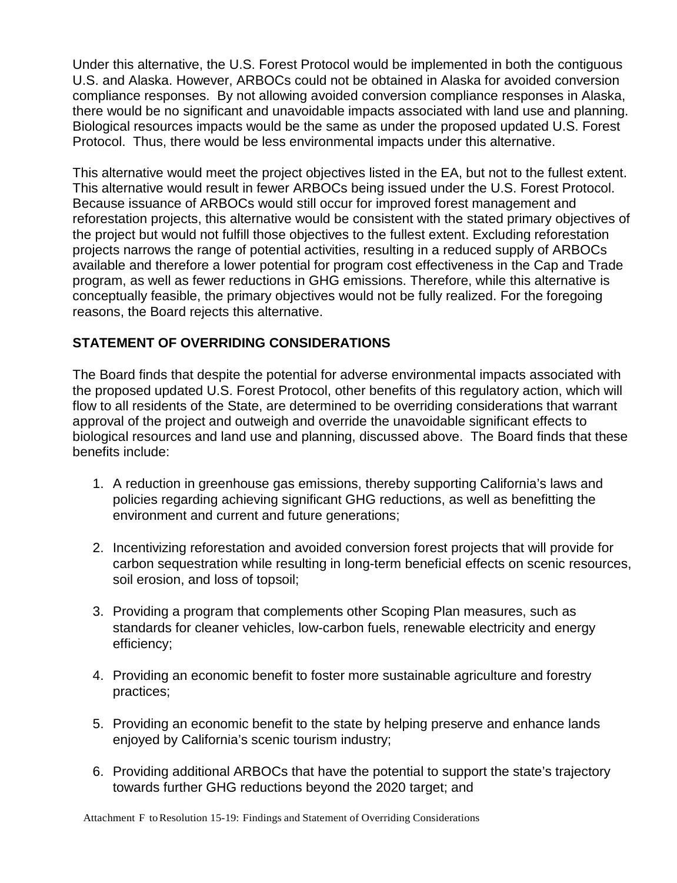Under this alternative, the U.S. Forest Protocol would be implemented in both the contiguous U.S. and Alaska. However, ARBOCs could not be obtained in Alaska for avoided conversion compliance responses. By not allowing avoided conversion compliance responses in Alaska, there would be no significant and unavoidable impacts associated with land use and planning. Biological resources impacts would be the same as under the proposed updated U.S. Forest Protocol. Thus, there would be less environmental impacts under this alternative.

This alternative would meet the project objectives listed in the EA, but not to the fullest extent. This alternative would result in fewer ARBOCs being issued under the U.S. Forest Protocol. Because issuance of ARBOCs would still occur for improved forest management and reforestation projects, this alternative would be consistent with the stated primary objectives of the project but would not fulfill those objectives to the fullest extent. Excluding reforestation projects narrows the range of potential activities, resulting in a reduced supply of ARBOCs available and therefore a lower potential for program cost effectiveness in the Cap and Trade program, as well as fewer reductions in GHG emissions. Therefore, while this alternative is conceptually feasible, the primary objectives would not be fully realized. For the foregoing reasons, the Board rejects this alternative.

**STATEMENT OF OVERRIDING CONSIDERATIONS**

The Board finds that despite the potential for adverse environmental impacts associated with the proposed updated U.S. Forest Protocol, other benefits of this regulatory action, which will flow to all residents of the State, are determined to be overriding considerations that warrant approval of the project and outweigh and override the unavoidable significant effects to biological resources and land use and planning, discussed above. The Board finds that these benefits include:

1. A reduction in greenhouse gas emissions, thereby supporting California's laws and policies regarding achieving significant GHG reductions, as well as benefitting the environment and current and future generations;

2. Incentivizing reforestation and avoided conversion forest projects that will provide for carbon sequestration while resulting in long-term beneficial effects on scenic resources, soil erosion, and loss of topsoil;

3. Providing a program that complements other Scoping Plan measures, such as standards for cleaner vehicles, low-carbon fuels, renewable electricity and energy efficiency;

4. Providing an economic benefit to foster more sustainable agriculture and forestry practices;

5. Providing an economic benefit to the state by helping preserve and enhance lands enjoyed by California's scenic tourism industry;

6. Providing additional ARBOCs that have the potential to support the state's trajectory towards further GHG reductions beyond the 2020 target; and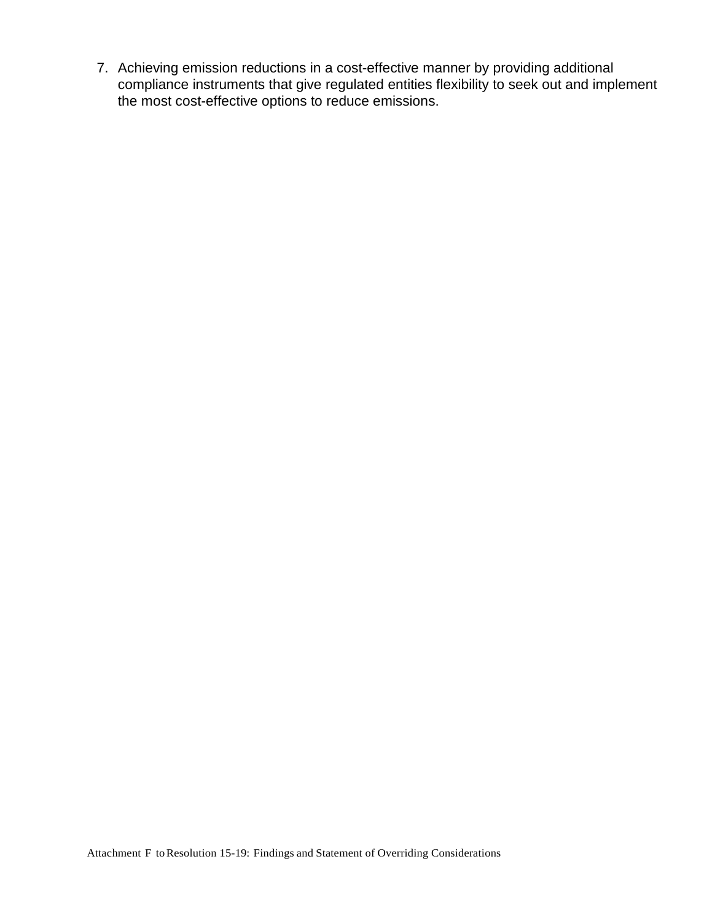7. Achieving emission reductions in a cost-effective manner by providing additional compliance instruments that give regulated entities flexibility to seek out and implement the most cost-effective options to reduce emissions.